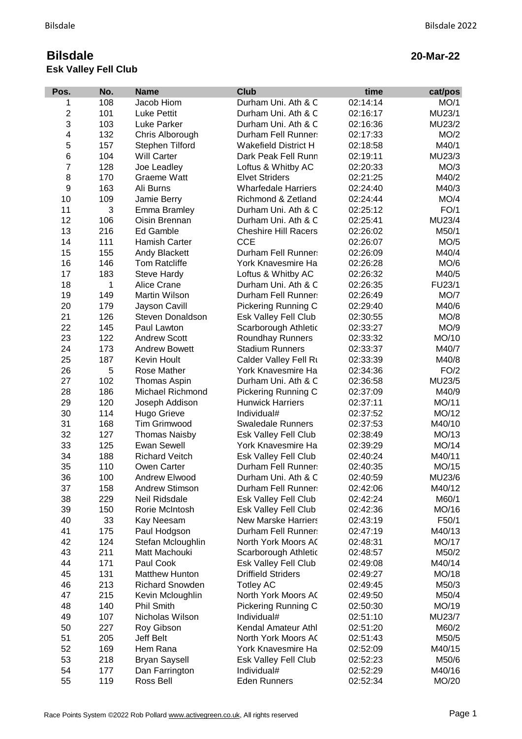# Bilsdale

**20-Mar-22**

## Esk Valley Fell Club

| Pos. | No. | Name | Club | time | cat/pos |
|---|---|---|---|---|---|
| 1 | 108 | Jacob Hiom | Durham Uni. Ath & C | 02:14:14 | MO/1 |
| 2 | 101 | Luke Pettit | Durham Uni. Ath & C | 02:16:17 | MU23/1 |
| 3 | 103 | Luke Parker | Durham Uni. Ath & C | 02:16:36 | MU23/2 |
| 4 | 132 | Chris Alborough | Durham Fell Runners | 02:17:33 | MO/2 |
| 5 | 157 | Stephen Tilford | Wakefield District H | 02:18:58 | M40/1 |
| 6 | 104 | Will Carter | Dark Peak Fell Runn | 02:19:11 | MU23/3 |
| 7 | 128 | Joe Leadley | Loftus & Whitby AC | 02:20:33 | MO/3 |
| 8 | 170 | Graeme Watt | Elvet Striders | 02:21:25 | M40/2 |
| 9 | 163 | Ali Burns | Wharfedale Harriers | 02:24:40 | M40/3 |
| 10 | 109 | Jamie Berry | Richmond & Zetland | 02:24:44 | MO/4 |
| 11 | 3 | Emma Bramley | Durham Uni. Ath & C | 02:25:12 | FO/1 |
| 12 | 106 | Oisin Brennan | Durham Uni. Ath & C | 02:25:41 | MU23/4 |
| 13 | 216 | Ed Gamble | Cheshire Hill Racers | 02:26:02 | M50/1 |
| 14 | 111 | Hamish Carter | CCE | 02:26:07 | MO/5 |
| 15 | 155 | Andy Blackett | Durham Fell Runners | 02:26:09 | M40/4 |
| 16 | 146 | Tom Ratcliffe | York Knavesmire Ha | 02:26:28 | MO/6 |
| 17 | 183 | Steve Hardy | Loftus & Whitby AC | 02:26:32 | M40/5 |
| 18 | 1 | Alice Crane | Durham Uni. Ath & C | 02:26:35 | FU23/1 |
| 19 | 149 | Martin Wilson | Durham Fell Runners | 02:26:49 | MO/7 |
| 20 | 179 | Jayson Cavill | Pickering Running C | 02:29:40 | M40/6 |
| 21 | 126 | Steven Donaldson | Esk Valley Fell Club | 02:30:55 | MO/8 |
| 22 | 145 | Paul Lawton | Scarborough Athletic | 02:33:27 | MO/9 |
| 23 | 122 | Andrew Scott | Roundhay Runners | 02:33:32 | MO/10 |
| 24 | 173 | Andrew Bowett | Stadium Runners | 02:33:37 | M40/7 |
| 25 | 187 | Kevin Hoult | Calder Valley Fell Ru | 02:33:39 | M40/8 |
| 26 | 5 | Rose Mather | York Knavesmire Ha | 02:34:36 | FO/2 |
| 27 | 102 | Thomas Aspin | Durham Uni. Ath & C | 02:36:58 | MU23/5 |
| 28 | 186 | Michael Richmond | Pickering Running C | 02:37:09 | M40/9 |
| 29 | 120 | Joseph Addison | Hunwick Harriers | 02:37:11 | MO/11 |
| 30 | 114 | Hugo Grieve | Individual# | 02:37:52 | MO/12 |
| 31 | 168 | Tim Grimwood | Swaledale Runners | 02:37:53 | M40/10 |
| 32 | 127 | Thomas Naisby | Esk Valley Fell Club | 02:38:49 | MO/13 |
| 33 | 125 | Ewan Sewell | York Knavesmire Ha | 02:39:29 | MO/14 |
| 34 | 188 | Richard Veitch | Esk Valley Fell Club | 02:40:24 | M40/11 |
| 35 | 110 | Owen Carter | Durham Fell Runners | 02:40:35 | MO/15 |
| 36 | 100 | Andrew Elwood | Durham Uni. Ath & C | 02:40:59 | MU23/6 |
| 37 | 158 | Andrew Stimson | Durham Fell Runners | 02:42:06 | M40/12 |
| 38 | 229 | Neil Ridsdale | Esk Valley Fell Club | 02:42:24 | M60/1 |
| 39 | 150 | Rorie McIntosh | Esk Valley Fell Club | 02:42:36 | MO/16 |
| 40 | 33 | Kay Neesam | New Marske Harriers | 02:43:19 | F50/1 |
| 41 | 175 | Paul Hodgson | Durham Fell Runners | 02:47:19 | M40/13 |
| 42 | 124 | Stefan Mcloughlin | North York Moors AC | 02:48:31 | MO/17 |
| 43 | 211 | Matt Machouki | Scarborough Athletic | 02:48:57 | M50/2 |
| 44 | 171 | Paul Cook | Esk Valley Fell Club | 02:49:08 | M40/14 |
| 45 | 131 | Matthew Hunton | Driffield Striders | 02:49:27 | MO/18 |
| 46 | 213 | Richard Snowden | Totley AC | 02:49:45 | M50/3 |
| 47 | 215 | Kevin Mcloughlin | North York Moors AC | 02:49:50 | M50/4 |
| 48 | 140 | Phil Smith | Pickering Running C | 02:50:30 | MO/19 |
| 49 | 107 | Nicholas Wilson | Individual# | 02:51:10 | MU23/7 |
| 50 | 227 | Roy Gibson | Kendal Amateur Athl | 02:51:20 | M60/2 |
| 51 | 205 | Jeff Belt | North York Moors AC | 02:51:43 | M50/5 |
| 52 | 169 | Hem Rana | York Knavesmire Ha | 02:52:09 | M40/15 |
| 53 | 218 | Bryan Saysell | Esk Valley Fell Club | 02:52:23 | M50/6 |
| 54 | 177 | Dan Farrington | Individual# | 02:52:29 | M40/16 |
| 55 | 119 | Ross Bell | Eden Runners | 02:52:34 | MO/20 |

Race Points System ©2022 Rob Pollard www.activegreen.co.uk, All rights reserved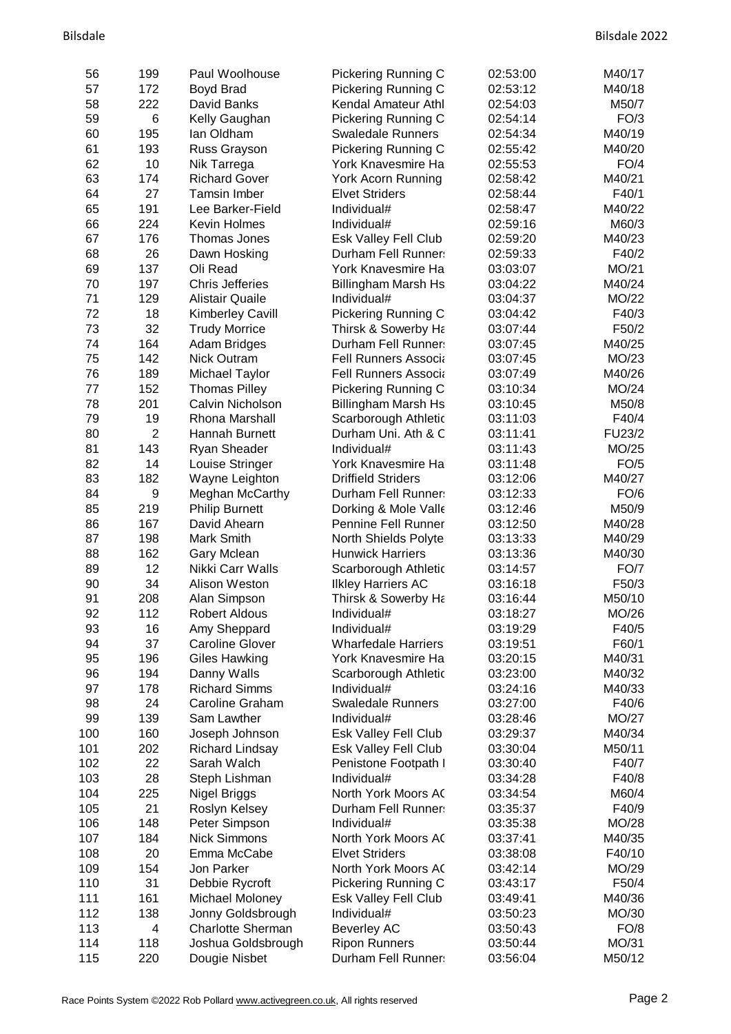| | | | | | |
|---|---|---|---|---|---|
| 56 | 199 | Paul Woolhouse | Pickering Running C | 02:53:00 | M40/17 |
| 57 | 172 | Boyd Brad | Pickering Running C | 02:53:12 | M40/18 |
| 58 | 222 | David Banks | Kendal Amateur Athl | 02:54:03 | M50/7 |
| 59 | 6 | Kelly Gaughan | Pickering Running C | 02:54:14 | FO/3 |
| 60 | 195 | Ian Oldham | Swaledale Runners | 02:54:34 | M40/19 |
| 61 | 193 | Russ Grayson | Pickering Running C | 02:55:42 | M40/20 |
| 62 | 10 | Nik Tarrega | York Knavesmire Ha | 02:55:53 | FO/4 |
| 63 | 174 | Richard Gover | York Acorn Running | 02:58:42 | M40/21 |
| 64 | 27 | Tamsin Imber | Elvet Striders | 02:58:44 | F40/1 |
| 65 | 191 | Lee Barker-Field | Individual# | 02:58:47 | M40/22 |
| 66 | 224 | Kevin Holmes | Individual# | 02:59:16 | M60/3 |
| 67 | 176 | Thomas Jones | Esk Valley Fell Club | 02:59:20 | M40/23 |
| 68 | 26 | Dawn Hosking | Durham Fell Runners | 02:59:33 | F40/2 |
| 69 | 137 | Oli Read | York Knavesmire Ha | 03:03:07 | MO/21 |
| 70 | 197 | Chris Jefferies | Billingham Marsh Hs | 03:04:22 | M40/24 |
| 71 | 129 | Alistair Quaile | Individual# | 03:04:37 | MO/22 |
| 72 | 18 | Kimberley Cavill | Pickering Running C | 03:04:42 | F40/3 |
| 73 | 32 | Trudy Morrice | Thirsk & Sowerby Ha | 03:07:44 | F50/2 |
| 74 | 164 | Adam Bridges | Durham Fell Runners | 03:07:45 | M40/25 |
| 75 | 142 | Nick Outram | Fell Runners Associa | 03:07:45 | MO/23 |
| 76 | 189 | Michael Taylor | Fell Runners Associa | 03:07:49 | M40/26 |
| 77 | 152 | Thomas Pilley | Pickering Running C | 03:10:34 | MO/24 |
| 78 | 201 | Calvin Nicholson | Billingham Marsh Hs | 03:10:45 | M50/8 |
| 79 | 19 | Rhona Marshall | Scarborough Athletic | 03:11:03 | F40/4 |
| 80 | 2 | Hannah Burnett | Durham Uni. Ath & C | 03:11:41 | FU23/2 |
| 81 | 143 | Ryan Sheader | Individual# | 03:11:43 | MO/25 |
| 82 | 14 | Louise Stringer | York Knavesmire Ha | 03:11:48 | FO/5 |
| 83 | 182 | Wayne Leighton | Driffield Striders | 03:12:06 | M40/27 |
| 84 | 9 | Meghan McCarthy | Durham Fell Runners | 03:12:33 | FO/6 |
| 85 | 219 | Philip Burnett | Dorking & Mole Valle | 03:12:46 | M50/9 |
| 86 | 167 | David Ahearn | Pennine Fell Runner | 03:12:50 | M40/28 |
| 87 | 198 | Mark Smith | North Shields Polyte | 03:13:33 | M40/29 |
| 88 | 162 | Gary Mclean | Hunwick Harriers | 03:13:36 | M40/30 |
| 89 | 12 | Nikki Carr Walls | Scarborough Athletic | 03:14:57 | FO/7 |
| 90 | 34 | Alison Weston | Ilkley Harriers AC | 03:16:18 | F50/3 |
| 91 | 208 | Alan Simpson | Thirsk & Sowerby Ha | 03:16:44 | M50/10 |
| 92 | 112 | Robert Aldous | Individual# | 03:18:27 | MO/26 |
| 93 | 16 | Amy Sheppard | Individual# | 03:19:29 | F40/5 |
| 94 | 37 | Caroline Glover | Wharfedale Harriers | 03:19:51 | F60/1 |
| 95 | 196 | Giles Hawking | York Knavesmire Ha | 03:20:15 | M40/31 |
| 96 | 194 | Danny Walls | Scarborough Athletic | 03:23:00 | M40/32 |
| 97 | 178 | Richard Simms | Individual# | 03:24:16 | M40/33 |
| 98 | 24 | Caroline Graham | Swaledale Runners | 03:27:00 | F40/6 |
| 99 | 139 | Sam Lawther | Individual# | 03:28:46 | MO/27 |
| 100 | 160 | Joseph Johnson | Esk Valley Fell Club | 03:29:37 | M40/34 |
| 101 | 202 | Richard Lindsay | Esk Valley Fell Club | 03:30:04 | M50/11 |
| 102 | 22 | Sarah Walch | Penistone Footpath I | 03:30:40 | F40/7 |
| 103 | 28 | Steph Lishman | Individual# | 03:34:28 | F40/8 |
| 104 | 225 | Nigel Briggs | North York Moors AC | 03:34:54 | M60/4 |
| 105 | 21 | Roslyn Kelsey | Durham Fell Runners | 03:35:37 | F40/9 |
| 106 | 148 | Peter Simpson | Individual# | 03:35:38 | MO/28 |
| 107 | 184 | Nick Simmons | North York Moors AC | 03:37:41 | M40/35 |
| 108 | 20 | Emma McCabe | Elvet Striders | 03:38:08 | F40/10 |
| 109 | 154 | Jon Parker | North York Moors AC | 03:42:14 | MO/29 |
| 110 | 31 | Debbie Rycroft | Pickering Running C | 03:43:17 | F50/4 |
| 111 | 161 | Michael Moloney | Esk Valley Fell Club | 03:49:41 | M40/36 |
| 112 | 138 | Jonny Goldsbrough | Individual# | 03:50:23 | MO/30 |
| 113 | 4 | Charlotte Sherman | Beverley AC | 03:50:43 | FO/8 |
| 114 | 118 | Joshua Goldsbrough | Ripon Runners | 03:50:44 | MO/31 |
| 115 | 220 | Dougie Nisbet | Durham Fell Runners | 03:56:04 | M50/12 |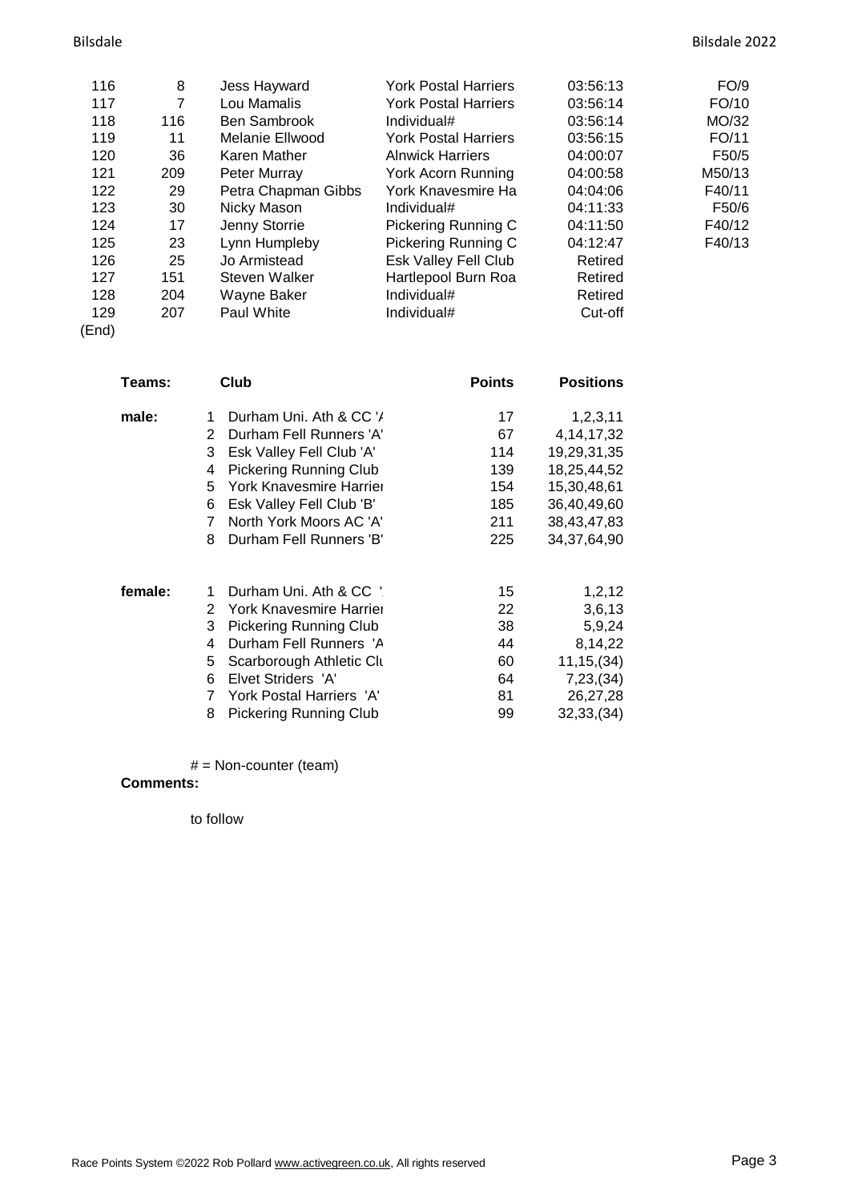| | | | | | |
|---|---|---|---|---|---|
| 116 | 8 | Jess Hayward | York Postal Harriers | 03:56:13 | FO/9 |
| 117 | 7 | Lou Mamalis | York Postal Harriers | 03:56:14 | FO/10 |
| 118 | 116 | Ben Sambrook | Individual# | 03:56:14 | MO/32 |
| 119 | 11 | Melanie Ellwood | York Postal Harriers | 03:56:15 | FO/11 |
| 120 | 36 | Karen Mather | Alnwick Harriers | 04:00:07 | F50/5 |
| 121 | 209 | Peter Murray | York Acorn Running | 04:00:58 | M50/13 |
| 122 | 29 | Petra Chapman Gibbs | York Knavesmire Ha | 04:04:06 | F40/11 |
| 123 | 30 | Nicky Mason | Individual# | 04:11:33 | F50/6 |
| 124 | 17 | Jenny Storrie | Pickering Running C | 04:11:50 | F40/12 |
| 125 | 23 | Lynn Humpleby | Pickering Running C | 04:12:47 | F40/13 |
| 126 | 25 | Jo Armistead | Esk Valley Fell Club | Retired | |
| 127 | 151 | Steven Walker | Hartlepool Burn Roa | Retired | |
| 128 | 204 | Wayne Baker | Individual# | Retired | |
| 129 | 207 | Paul White | Individual# | Cut-off | |

(End)

| Teams: | | Club | Points | Positions |
|---|---|---|---|---|
| male: | 1 | Durham Uni. Ath & CC '/ | 17 | 1,2,3,11 |
| | 2 | Durham Fell Runners 'A' | 67 | 4,14,17,32 |
| | 3 | Esk Valley Fell Club 'A' | 114 | 19,29,31,35 |
| | 4 | Pickering Running Club | 139 | 18,25,44,52 |
| | 5 | York Knavesmire Harrier | 154 | 15,30,48,61 |
| | 6 | Esk Valley Fell Club 'B' | 185 | 36,40,49,60 |
| | 7 | North York Moors AC 'A' | 211 | 38,43,47,83 |
| | 8 | Durham Fell Runners 'B' | 225 | 34,37,64,90 |
| female: | 1 | Durham Uni. Ath & CC ' | 15 | 1,2,12 |
| | 2 | York Knavesmire Harrier | 22 | 3,6,13 |
| | 3 | Pickering Running Club | 38 | 5,9,24 |
| | 4 | Durham Fell Runners 'A | 44 | 8,14,22 |
| | 5 | Scarborough Athletic Clu | 60 | 11,15,(34) |
| | 6 | Elvet Striders 'A' | 64 | 7,23,(34) |
| | 7 | York Postal Harriers 'A' | 81 | 26,27,28 |
| | 8 | Pickering Running Club | 99 | 32,33,(34) |

# = Non-counter (team)

**Comments:**

to follow